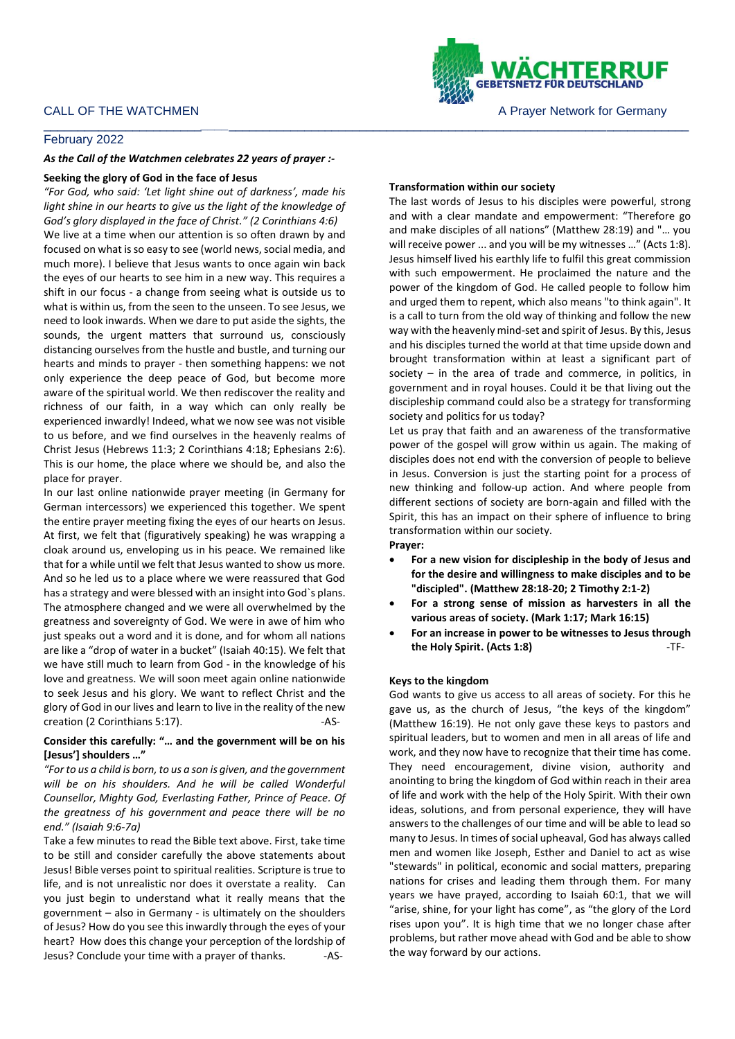CALL OF THE WATCHMEN

WÄCHTERRUF
GEBETSNETZ FÜR DEUTSCHLAND

A Prayer Network for Germany

February 2022

***As the Call of the Watchmen celebrates 22 years of prayer :-***

**Seeking the glory of God in the face of Jesus**

*"For God, who said: 'Let light shine out of darkness', made his light shine in our hearts to give us the light of the knowledge of God's glory displayed in the face of Christ." (2 Corinthians 4:6)*

We live at a time when our attention is so often drawn by and focused on what is so easy to see (world news, social media, and much more). I believe that Jesus wants to once again win back the eyes of our hearts to see him in a new way. This requires a shift in our focus - a change from seeing what is outside us to what is within us, from the seen to the unseen. To see Jesus, we need to look inwards. When we dare to put aside the sights, the sounds, the urgent matters that surround us, consciously distancing ourselves from the hustle and bustle, and turning our hearts and minds to prayer - then something happens: we not only experience the deep peace of God, but become more aware of the spiritual world. We then rediscover the reality and richness of our faith, in a way which can only really be experienced inwardly! Indeed, what we now see was not visible to us before, and we find ourselves in the heavenly realms of Christ Jesus (Hebrews 11:3; 2 Corinthians 4:18; Ephesians 2:6). This is our home, the place where we should be, and also the place for prayer.

In our last online nationwide prayer meeting (in Germany for German intercessors) we experienced this together. We spent the entire prayer meeting fixing the eyes of our hearts on Jesus. At first, we felt that (figuratively speaking) he was wrapping a cloak around us, enveloping us in his peace. We remained like that for a while until we felt that Jesus wanted to show us more. And so he led us to a place where we were reassured that God has a strategy and were blessed with an insight into God`s plans. The atmosphere changed and we were all overwhelmed by the greatness and sovereignty of God. We were in awe of him who just speaks out a word and it is done, and for whom all nations are like a "drop of water in a bucket" (Isaiah 40:15). We felt that we have still much to learn from God - in the knowledge of his love and greatness. We will soon meet again online nationwide to seek Jesus and his glory. We want to reflect Christ and the glory of God in our lives and learn to live in the reality of the new creation (2 Corinthians 5:17). -AS-

**Consider this carefully: "… and the government will be on his [Jesus'] shoulders …"**

*"For to us a child is born, to us a son is given, and the government will be on his shoulders. And he will be called Wonderful Counsellor, Mighty God, Everlasting Father, Prince of Peace. Of the greatness of his government and peace there will be no end." (Isaiah 9:6-7a)*

Take a few minutes to read the Bible text above. First, take time to be still and consider carefully the above statements about Jesus! Bible verses point to spiritual realities. Scripture is true to life, and is not unrealistic nor does it overstate a reality. Can you just begin to understand what it really means that the government – also in Germany - is ultimately on the shoulders of Jesus? How do you see this inwardly through the eyes of your heart? How does this change your perception of the lordship of Jesus? Conclude your time with a prayer of thanks. -AS-

**Transformation within our society**

The last words of Jesus to his disciples were powerful, strong and with a clear mandate and empowerment: "Therefore go and make disciples of all nations" (Matthew 28:19) and "… you will receive power ... and you will be my witnesses …" (Acts 1:8). Jesus himself lived his earthly life to fulfil this great commission with such empowerment. He proclaimed the nature and the power of the kingdom of God. He called people to follow him and urged them to repent, which also means "to think again". It is a call to turn from the old way of thinking and follow the new way with the heavenly mind-set and spirit of Jesus. By this, Jesus and his disciples turned the world at that time upside down and brought transformation within at least a significant part of society – in the area of trade and commerce, in politics, in government and in royal houses. Could it be that living out the discipleship command could also be a strategy for transforming society and politics for us today?

Let us pray that faith and an awareness of the transformative power of the gospel will grow within us again. The making of disciples does not end with the conversion of people to believe in Jesus. Conversion is just the starting point for a process of new thinking and follow-up action. And where people from different sections of society are born-again and filled with the Spirit, this has an impact on their sphere of influence to bring transformation within our society.

**Prayer:**

- **For a new vision for discipleship in the body of Jesus and for the desire and willingness to make disciples and to be "discipled". (Matthew 28:18-20; 2 Timothy 2:1-2)**
- **For a strong sense of mission as harvesters in all the various areas of society. (Mark 1:17; Mark 16:15)**
- **For an increase in power to be witnesses to Jesus through the Holy Spirit. (Acts 1:8)** -TF-

**Keys to the kingdom**

God wants to give us access to all areas of society. For this he gave us, as the church of Jesus, "the keys of the kingdom" (Matthew 16:19). He not only gave these keys to pastors and spiritual leaders, but to women and men in all areas of life and work, and they now have to recognize that their time has come. They need encouragement, divine vision, authority and anointing to bring the kingdom of God within reach in their area of life and work with the help of the Holy Spirit. With their own ideas, solutions, and from personal experience, they will have answers to the challenges of our time and will be able to lead so many to Jesus. In times of social upheaval, God has always called men and women like Joseph, Esther and Daniel to act as wise "stewards" in political, economic and social matters, preparing nations for crises and leading them through them. For many years we have prayed, according to Isaiah 60:1, that we will "arise, shine, for your light has come", as "the glory of the Lord rises upon you". It is high time that we no longer chase after problems, but rather move ahead with God and be able to show the way forward by our actions.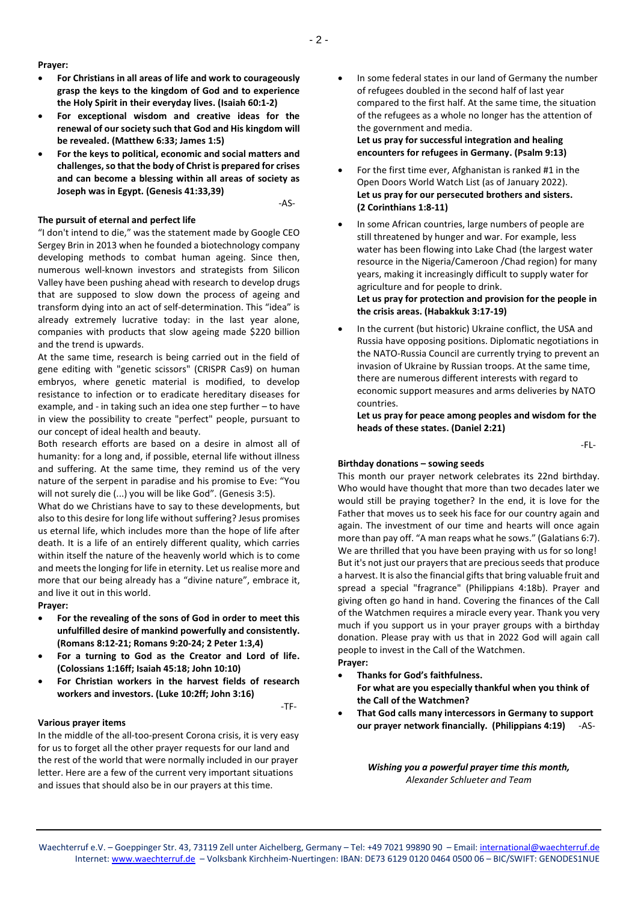**Prayer:**

- **For Christians in all areas of life and work to courageously grasp the keys to the kingdom of God and to experience the Holy Spirit in their everyday lives. (Isaiah 60:1-2)**
- **For exceptional wisdom and creative ideas for the renewal of our society such that God and His kingdom will be revealed. (Matthew 6:33; James 1:5)**
- **For the keys to political, economic and social matters and challenges, so that the body of Christ is prepared for crises and can become a blessing within all areas of society as Joseph was in Egypt. (Genesis 41:33,39)**

-AS-

**The pursuit of eternal and perfect life**

"I don't intend to die," was the statement made by Google CEO Sergey Brin in 2013 when he founded a biotechnology company developing methods to combat human ageing. Since then, numerous well-known investors and strategists from Silicon Valley have been pushing ahead with research to develop drugs that are supposed to slow down the process of ageing and transform dying into an act of self-determination. This "idea" is already extremely lucrative today: in the last year alone, companies with products that slow ageing made $220 billion and the trend is upwards.

At the same time, research is being carried out in the field of gene editing with "genetic scissors" (CRISPR Cas9) on human embryos, where genetic material is modified, to develop resistance to infection or to eradicate hereditary diseases for example, and - in taking such an idea one step further – to have in view the possibility to create "perfect" people, pursuant to our concept of ideal health and beauty.

Both research efforts are based on a desire in almost all of humanity: for a long and, if possible, eternal life without illness and suffering. At the same time, they remind us of the very nature of the serpent in paradise and his promise to Eve: "You will not surely die (...) you will be like God". (Genesis 3:5).

What do we Christians have to say to these developments, but also to this desire for long life without suffering? Jesus promises us eternal life, which includes more than the hope of life after death. It is a life of an entirely different quality, which carries within itself the nature of the heavenly world which is to come and meets the longing for life in eternity. Let us realise more and more that our being already has a "divine nature", embrace it, and live it out in this world.

**Prayer:**

- **For the revealing of the sons of God in order to meet this unfulfilled desire of mankind powerfully and consistently. (Romans 8:12-21; Romans 9:20-24; 2 Peter 1:3,4)**
- **For a turning to God as the Creator and Lord of life. (Colossians 1:16ff; Isaiah 45:18; John 10:10)**
- **For Christian workers in the harvest fields of research workers and investors. (Luke 10:2ff; John 3:16)**

-TF-

**Various prayer items**

In the middle of the all-too-present Corona crisis, it is very easy for us to forget all the other prayer requests for our land and the rest of the world that were normally included in our prayer letter. Here are a few of the current very important situations and issues that should also be in our prayers at this time.

- In some federal states in our land of Germany the number of refugees doubled in the second half of last year compared to the first half. At the same time, the situation of the refugees as a whole no longer has the attention of the government and media.
  **Let us pray for successful integration and healing encounters for refugees in Germany. (Psalm 9:13)**
- For the first time ever, Afghanistan is ranked #1 in the Open Doors World Watch List (as of January 2022).
  **Let us pray for our persecuted brothers and sisters. (2 Corinthians 1:8-11)**
- In some African countries, large numbers of people are still threatened by hunger and war. For example, less water has been flowing into Lake Chad (the largest water resource in the Nigeria/Cameroon /Chad region) for many years, making it increasingly difficult to supply water for agriculture and for people to drink.
  **Let us pray for protection and provision for the people in the crisis areas. (Habakkuk 3:17-19)**
- In the current (but historic) Ukraine conflict, the USA and Russia have opposing positions. Diplomatic negotiations in the NATO-Russia Council are currently trying to prevent an invasion of Ukraine by Russian troops. At the same time, there are numerous different interests with regard to economic support measures and arms deliveries by NATO countries.
  **Let us pray for peace among peoples and wisdom for the heads of these states. (Daniel 2:21)**

-FL-

**Birthday donations – sowing seeds**

This month our prayer network celebrates its 22nd birthday. Who would have thought that more than two decades later we would still be praying together? In the end, it is love for the Father that moves us to seek his face for our country again and again. The investment of our time and hearts will once again more than pay off. "A man reaps what he sows." (Galatians 6:7). We are thrilled that you have been praying with us for so long! But it's not just our prayers that are precious seeds that produce a harvest. It is also the financial gifts that bring valuable fruit and spread a special "fragrance" (Philippians 4:18b). Prayer and giving often go hand in hand. Covering the finances of the Call of the Watchmen requires a miracle every year. Thank you very much if you support us in your prayer groups with a birthday donation. Please pray with us that in 2022 God will again call people to invest in the Call of the Watchmen.

**Prayer:**

- **Thanks for God's faithfulness.**
  **For what are you especially thankful when you think of the Call of the Watchmen?**
- **That God calls many intercessors in Germany to support our prayer network financially. (Philippians 4:19)** -AS-

***Wishing you a powerful prayer time this month,***
*Alexander Schlueter and Team*

Waechterruf e.V. – Goeppinger Str. 43, 73119 Zell unter Aichelberg, Germany – Tel: +49 7021 99890 90 – Email: international@waechterruf.de
Internet: www.waechterruf.de – Volksbank Kirchheim-Nuertingen: IBAN: DE73 6129 0120 0464 0500 06 – BIC/SWIFT: GENODES1NUE